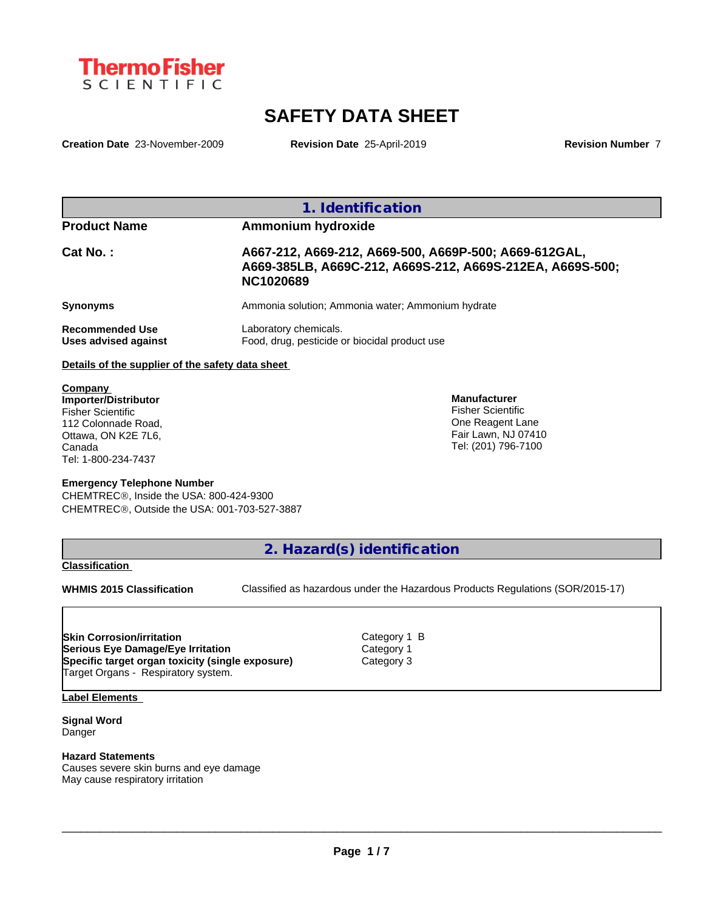ThermoFisher SCIENTIFIC

# SAFETY DATA SHEET

**Creation Date** 23-November-2009 **Revision Date** 25-April-2019 **Revision Number** 7

## 1. Identification

| | |
|---|---|
| **Product Name** | **Ammonium hydroxide** |
| **Cat No. :** | **A667-212, A669-212, A669-500, A669P-500; A669-612GAL, A669-385LB, A669C-212, A669S-212, A669S-212EA, A669S-500; NC1020689** |
| **Synonyms** | Ammonia solution; Ammonia water; Ammonium hydrate |
| **Recommended Use** | Laboratory chemicals. |
| **Uses advised against** | Food, drug, pesticide or biocidal product use |

**Details of the supplier of the safety data sheet**

**Company**
**Importer/Distributor**
Fisher Scientific
112 Colonnade Road,
Ottawa, ON K2E 7L6,
Canada
Tel: 1-800-234-7437

**Manufacturer**
Fisher Scientific
One Reagent Lane
Fair Lawn, NJ 07410
Tel: (201) 796-7100

**Emergency Telephone Number**
CHEMTREC®, Inside the USA: 800-424-9300
CHEMTREC®, Outside the USA: 001-703-527-3887

## 2. Hazard(s) identification

**Classification**

**WHMIS 2015 Classification** Classified as hazardous under the Hazardous Products Regulations (SOR/2015-17)

| | |
|---|---|
| **Skin Corrosion/irritation** | Category 1 B |
| **Serious Eye Damage/Eye Irritation** | Category 1 |
| **Specific target organ toxicity (single exposure)** | Category 3 |
| Target Organs - Respiratory system. | |

**Label Elements**

**Signal Word**
Danger

**Hazard Statements**
Causes severe skin burns and eye damage
May cause respiratory irritation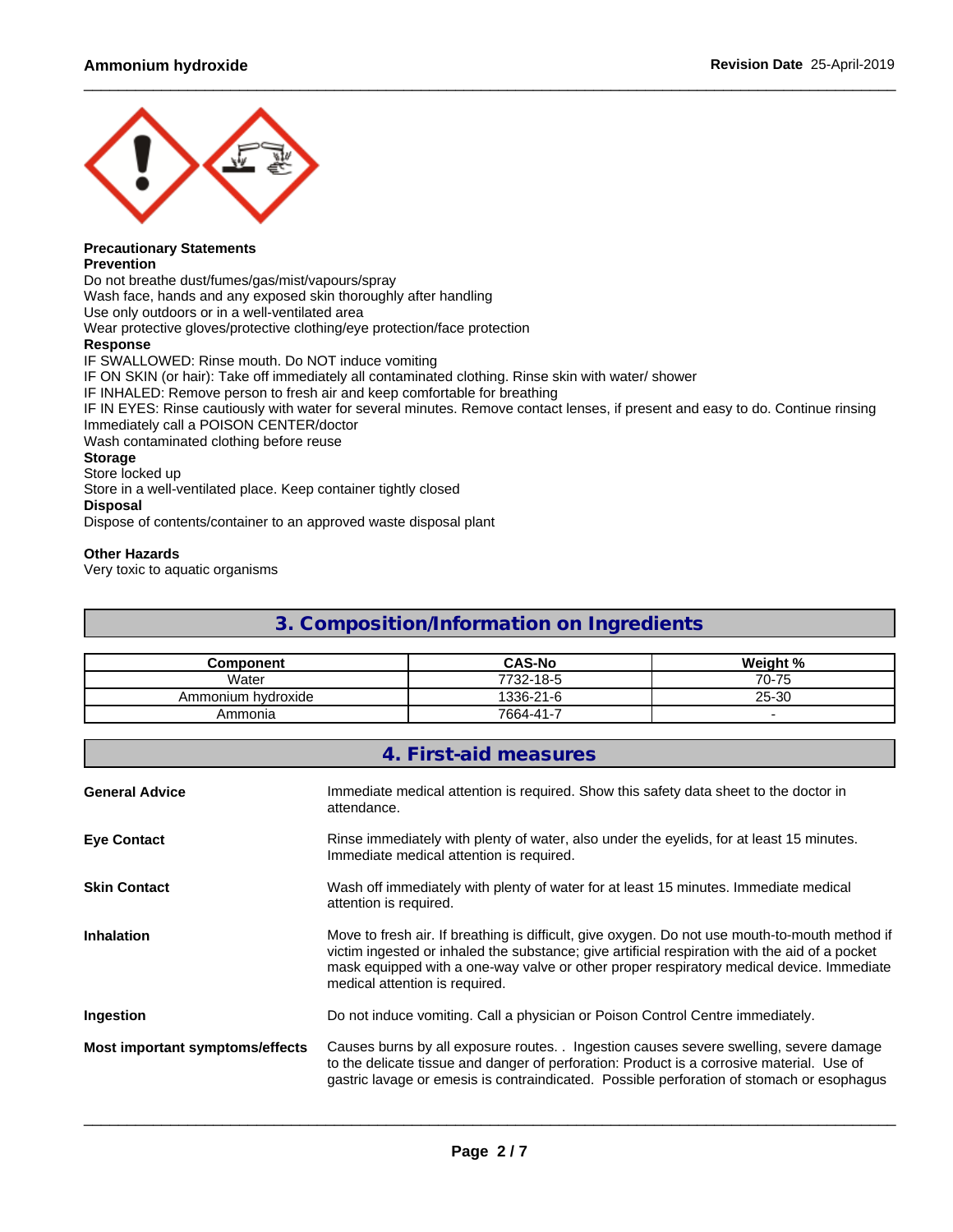**Precautionary Statements**

**Prevention**

Do not breathe dust/fumes/gas/mist/vapours/spray

Wash face, hands and any exposed skin thoroughly after handling

Use only outdoors or in a well-ventilated area

Wear protective gloves/protective clothing/eye protection/face protection

**Response**

IF SWALLOWED: Rinse mouth. Do NOT induce vomiting

IF ON SKIN (or hair): Take off immediately all contaminated clothing. Rinse skin with water/ shower

IF INHALED: Remove person to fresh air and keep comfortable for breathing

IF IN EYES: Rinse cautiously with water for several minutes. Remove contact lenses, if present and easy to do. Continue rinsing

Immediately call a POISON CENTER/doctor

Wash contaminated clothing before reuse

**Storage**

Store locked up

Store in a well-ventilated place. Keep container tightly closed

**Disposal**

Dispose of contents/container to an approved waste disposal plant

**Other Hazards**

Very toxic to aquatic organisms

## 3. Composition/Information on Ingredients

| Component | CAS-No | Weight % |
|---|---|---|
| Water | 7732-18-5 | 70-75 |
| Ammonium hydroxide | 1336-21-6 | 25-30 |
| Ammonia | 7664-41-7 | - |

## 4. First-aid measures

**General Advice**

Immediate medical attention is required. Show this safety data sheet to the doctor in attendance.

**Eye Contact**

Rinse immediately with plenty of water, also under the eyelids, for at least 15 minutes. Immediate medical attention is required.

**Skin Contact**

Wash off immediately with plenty of water for at least 15 minutes. Immediate medical attention is required.

**Inhalation**

Move to fresh air. If breathing is difficult, give oxygen. Do not use mouth-to-mouth method if victim ingested or inhaled the substance; give artificial respiration with the aid of a pocket mask equipped with a one-way valve or other proper respiratory medical device. Immediate medical attention is required.

**Ingestion**

Do not induce vomiting. Call a physician or Poison Control Centre immediately.

**Most important symptoms/effects**

Causes burns by all exposure routes. . Ingestion causes severe swelling, severe damage to the delicate tissue and danger of perforation: Product is a corrosive material. Use of gastric lavage or emesis is contraindicated. Possible perforation of stomach or esophagus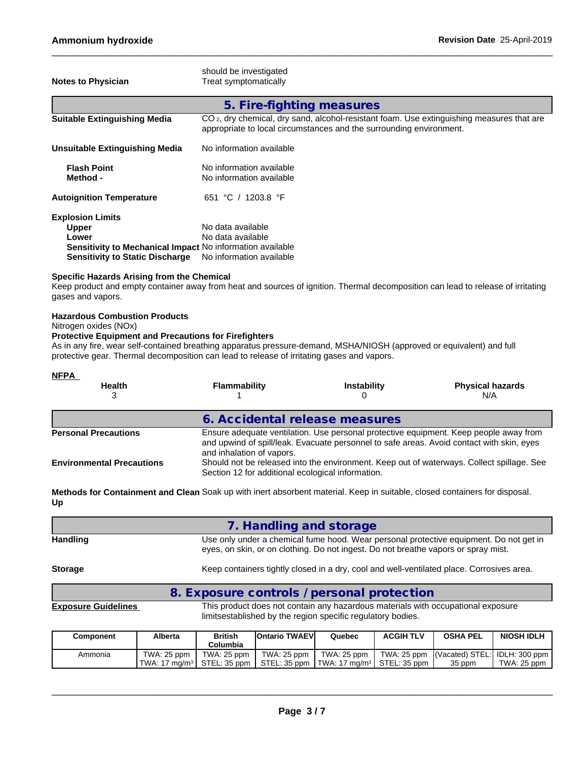should be investigated

**Notes to Physician** Treat symptomatically

## 5. Fire-fighting measures

**Suitable Extinguishing Media** $CO_2$, dry chemical, dry sand, alcohol-resistant foam. Use extinguishing measures that are appropriate to local circumstances and the surrounding environment.

**Unsuitable Extinguishing Media** No information available

**Flash Point** No information available
**Method -** No information available

**Autoignition Temperature** 651 °C / 1203.8 °F

**Explosion Limits**
**Upper** No data available
**Lower** No data available
**Sensitivity to Mechanical Impact** No information available
**Sensitivity to Static Discharge** No information available

**Specific Hazards Arising from the Chemical**
Keep product and empty container away from heat and sources of ignition. Thermal decomposition can lead to release of irritating gases and vapors.

**Hazardous Combustion Products**
Nitrogen oxides (NOx)
**Protective Equipment and Precautions for Firefighters**
As in any fire, wear self-contained breathing apparatus pressure-demand, MSHA/NIOSH (approved or equivalent) and full protective gear. Thermal decomposition can lead to release of irritating gases and vapors.

**NFPA**

| Health | Flammability | Instability | Physical hazards |
|---|---|---|---|
| 3 | 1 | 0 | N/A |

## 6. Accidental release measures

**Personal Precautions** Ensure adequate ventilation. Use personal protective equipment. Keep people away from and upwind of spill/leak. Evacuate personnel to safe areas. Avoid contact with skin, eyes and inhalation of vapors.

**Environmental Precautions** Should not be released into the environment. Keep out of waterways. Collect spillage. See Section 12 for additional ecological information.

**Methods for Containment and Clean Up** Soak up with inert absorbent material. Keep in suitable, closed containers for disposal.

## 7. Handling and storage

**Handling** Use only under a chemical fume hood. Wear personal protective equipment. Do not get in eyes, on skin, or on clothing. Do not ingest. Do not breathe vapors or spray mist.

**Storage** Keep containers tightly closed in a dry, cool and well-ventilated place. Corrosives area.

## 8. Exposure controls / personal protection

**Exposure Guidelines** This product does not contain any hazardous materials with occupational exposure limitsestablished by the region specific regulatory bodies.

| Component | Alberta | British Columbia | Ontario TWAEV | Quebec | ACGIH TLV | OSHA PEL | NIOSH IDLH |
|---|---|---|---|---|---|---|---|
| Ammonia | TWA: 25 ppm<br>TWA: 17 mg/m³ | TWA: 25 ppm<br>STEL: 35 ppm | TWA: 25 ppm<br>STEL: 35 ppm | TWA: 25 ppm<br>TWA: 17 mg/m³ | TWA: 25 ppm<br>STEL: 35 ppm | (Vacated) STEL: 35 ppm | IDLH: 300 ppm<br>TWA: 25 ppm |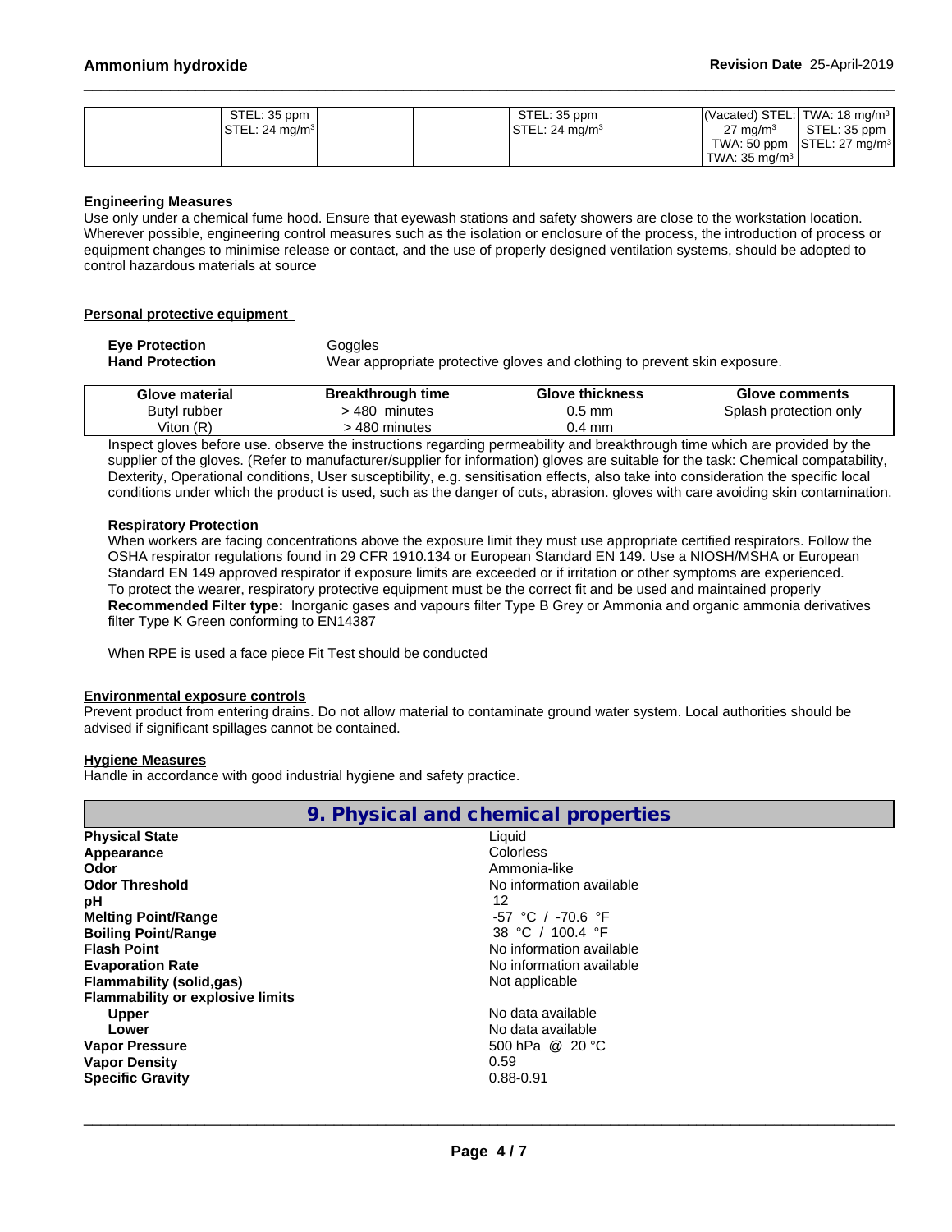| | STEL: 35 ppm<br>STEL: 24 mg/m³ | | | STEL: 35 ppm<br>STEL: 24 mg/m³ | | (Vacated) STEL: 27 mg/m³<br>TWA: 50 ppm<br>TWA: 35 mg/m³ | TWA: 18 mg/m³<br>STEL: 35 ppm<br>STEL: 27 mg/m³ |
|---|---|---|---|---|---|---|---|

### Engineering Measures

Use only under a chemical fume hood. Ensure that eyewash stations and safety showers are close to the workstation location. Wherever possible, engineering control measures such as the isolation or enclosure of the process, the introduction of process or equipment changes to minimise release or contact, and the use of properly designed ventilation systems, should be adopted to control hazardous materials at source

### Personal protective equipment

**Eye Protection** Goggles

**Hand Protection** Wear appropriate protective gloves and clothing to prevent skin exposure.

| Glove material | Breakthrough time | Glove thickness | Glove comments |
|---|---|---|---|
| Butyl rubber | > 480 minutes | 0.5 mm | Splash protection only |
| Viton (R) | > 480 minutes | 0.4 mm | |

Inspect gloves before use. observe the instructions regarding permeability and breakthrough time which are provided by the supplier of the gloves. (Refer to manufacturer/supplier for information) gloves are suitable for the task: Chemical compatability, Dexterity, Operational conditions, User susceptibility, e.g. sensitisation effects, also take into consideration the specific local conditions under which the product is used, such as the danger of cuts, abrasion. gloves with care avoiding skin contamination.

**Respiratory Protection**

When workers are facing concentrations above the exposure limit they must use appropriate certified respirators. Follow the OSHA respirator regulations found in 29 CFR 1910.134 or European Standard EN 149. Use a NIOSH/MSHA or European Standard EN 149 approved respirator if exposure limits are exceeded or if irritation or other symptoms are experienced.
To protect the wearer, respiratory protective equipment must be the correct fit and be used and maintained properly
**Recommended Filter type:** Inorganic gases and vapours filter Type B Grey or Ammonia and organic ammonia derivatives filter Type K Green conforming to EN14387

When RPE is used a face piece Fit Test should be conducted

### Environmental exposure controls

Prevent product from entering drains. Do not allow material to contaminate ground water system. Local authorities should be advised if significant spillages cannot be contained.

### Hygiene Measures

Handle in accordance with good industrial hygiene and safety practice.

## 9. Physical and chemical properties

| | |
|---|---|
| **Physical State** | Liquid |
| **Appearance** | Colorless |
| **Odor** | Ammonia-like |
| **Odor Threshold** | No information available |
| **pH** | 12 |
| **Melting Point/Range** | -57 °C / -70.6 °F |
| **Boiling Point/Range** | 38 °C / 100.4 °F |
| **Flash Point** | No information available |
| **Evaporation Rate** | No information available |
| **Flammability (solid,gas)** | Not applicable |
| **Flammability or explosive limits** | |
| **Upper** | No data available |
| **Lower** | No data available |
| **Vapor Pressure** | 500 hPa @ 20 °C |
| **Vapor Density** | 0.59 |
| **Specific Gravity** | 0.88-0.91 |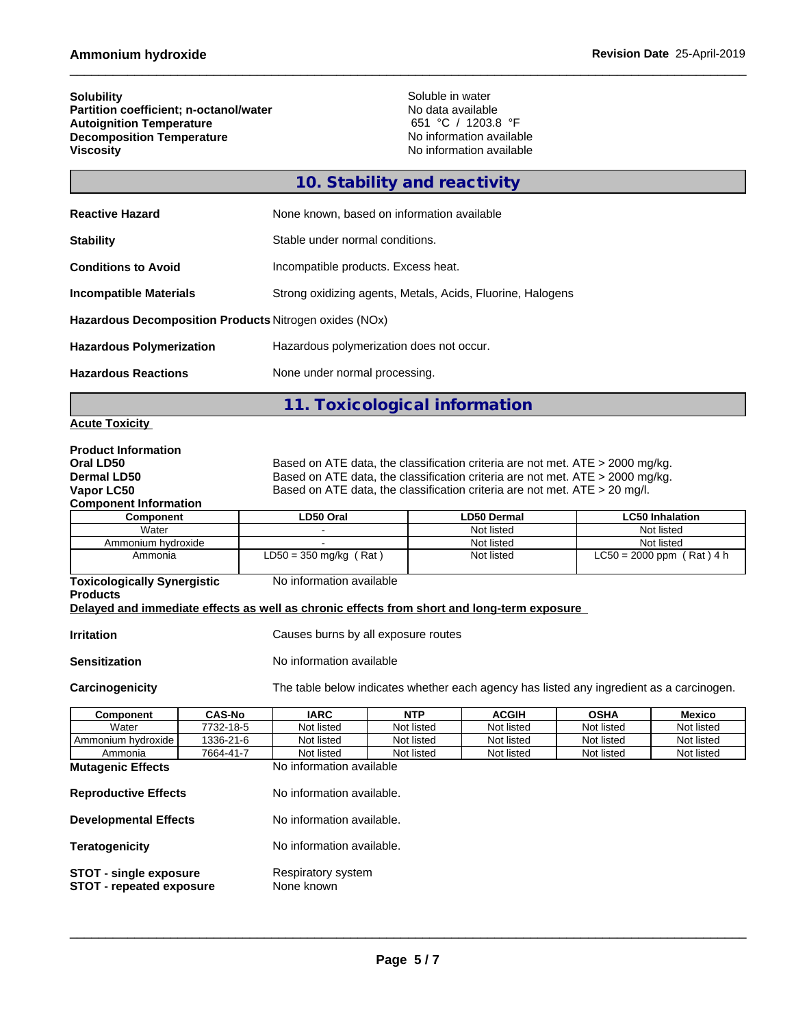| | |
|---|---|
| **Solubility** | Soluble in water |
| **Partition coefficient; n-octanol/water** | No data available |
| **Autoignition Temperature** | 651 °C / 1203.8 °F |
| **Decomposition Temperature** | No information available |
| **Viscosity** | No information available |

## 10. Stability and reactivity

| | |
|---|---|
| **Reactive Hazard** | None known, based on information available |
| **Stability** | Stable under normal conditions. |
| **Conditions to Avoid** | Incompatible products. Excess heat. |
| **Incompatible Materials** | Strong oxidizing agents, Metals, Acids, Fluorine, Halogens |
| **Hazardous Decomposition Products** | Nitrogen oxides (NOx) |
| **Hazardous Polymerization** | Hazardous polymerization does not occur. |
| **Hazardous Reactions** | None under normal processing. |

## 11. Toxicological information

**Acute Toxicity**

**Product Information**

| | |
|---|---|
| **Oral LD50** | Based on ATE data, the classification criteria are not met. ATE > 2000 mg/kg. |
| **Dermal LD50** | Based on ATE data, the classification criteria are not met. ATE > 2000 mg/kg. |
| **Vapor LC50** | Based on ATE data, the classification criteria are not met. ATE > 20 mg/l. |

**Component Information**

| Component | LD50 Oral | LD50 Dermal | LC50 Inhalation |
|---|---|---|---|
| Water | - | Not listed | Not listed |
| Ammonium hydroxide | - | Not listed | Not listed |
| Ammonia | LD50 = 350 mg/kg ( Rat ) | Not listed | LC50 = 2000 ppm ( Rat ) 4 h |

**Toxicologically Synergistic Products** No information available

**Delayed and immediate effects as well as chronic effects from short and long-term exposure**

| | |
|---|---|
| **Irritation** | Causes burns by all exposure routes |
| **Sensitization** | No information available |
| **Carcinogenicity** | The table below indicates whether each agency has listed any ingredient as a carcinogen. |

| Component | CAS-No | IARC | NTP | ACGIH | OSHA | Mexico |
|---|---|---|---|---|---|---|
| Water | 7732-18-5 | Not listed | Not listed | Not listed | Not listed | Not listed |
| Ammonium hydroxide | 1336-21-6 | Not listed | Not listed | Not listed | Not listed | Not listed |
| Ammonia | 7664-41-7 | Not listed | Not listed | Not listed | Not listed | Not listed |

| | |
|---|---|
| **Mutagenic Effects** | No information available |
| **Reproductive Effects** | No information available. |
| **Developmental Effects** | No information available. |
| **Teratogenicity** | No information available. |
| **STOT - single exposure** | Respiratory system |
| **STOT - repeated exposure** | None known |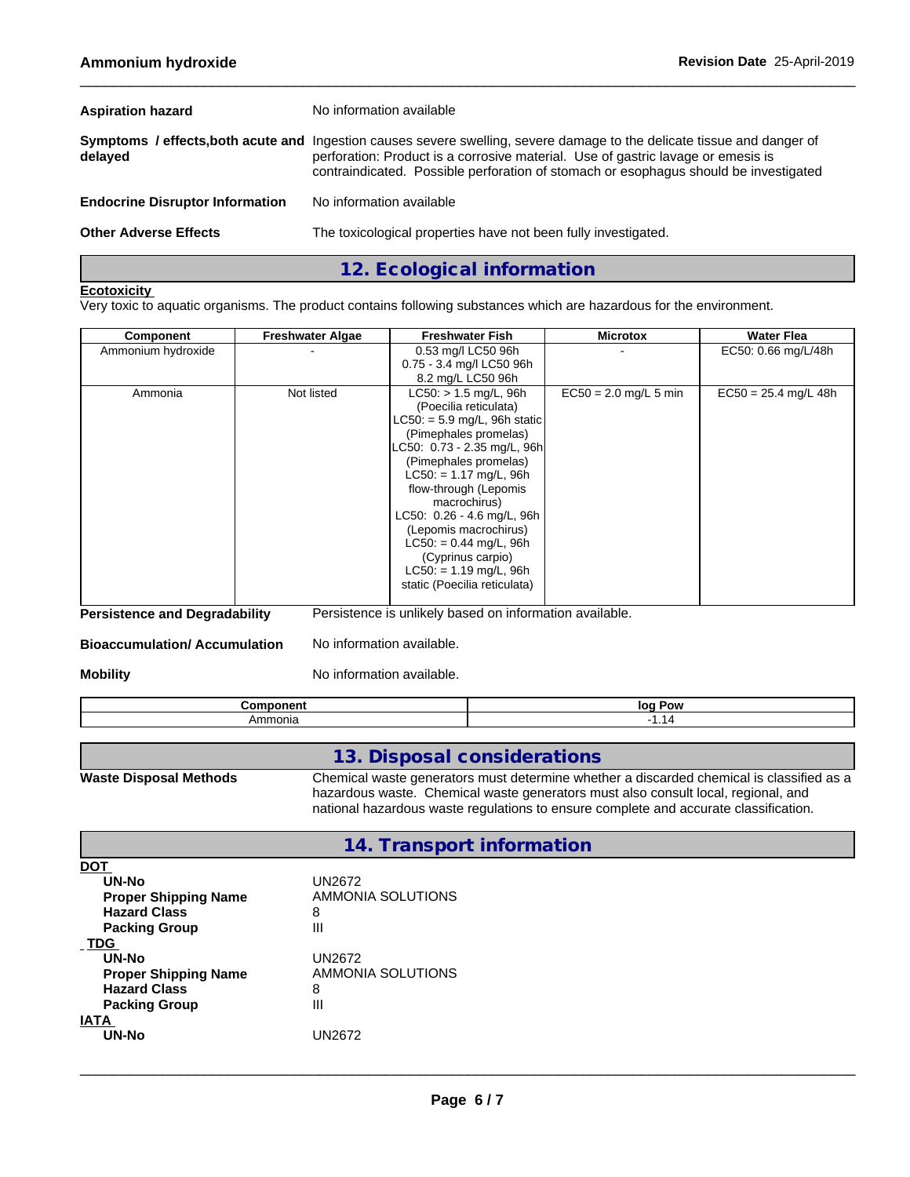**Aspiration hazard** No information available

**Symptoms / effects,both acute and delayed** Ingestion causes severe swelling, severe damage to the delicate tissue and danger of perforation: Product is a corrosive material. Use of gastric lavage or emesis is contraindicated. Possible perforation of stomach or esophagus should be investigated

**Endocrine Disruptor Information** No information available

**Other Adverse Effects** The toxicological properties have not been fully investigated.

## 12. Ecological information

**Ecotoxicity**

Very toxic to aquatic organisms. The product contains following substances which are hazardous for the environment.

| Component | Freshwater Algae | Freshwater Fish | Microtox | Water Flea |
|---|---|---|---|---|
| Ammonium hydroxide | - | 0.53 mg/l LC50 96h<br>0.75 - 3.4 mg/l LC50 96h<br>8.2 mg/L LC50 96h | - | EC50: 0.66 mg/L/48h |
| Ammonia | Not listed | LC50: > 1.5 mg/L, 96h (Poecilia reticulata)<br>LC50: = 5.9 mg/L, 96h static (Pimephales promelas)<br>LC50: 0.73 - 2.35 mg/L, 96h (Pimephales promelas)<br>LC50: = 1.17 mg/L, 96h flow-through (Lepomis macrochirus)<br>LC50: 0.26 - 4.6 mg/L, 96h (Lepomis macrochirus)<br>LC50: = 0.44 mg/L, 96h (Cyprinus carpio)<br>LC50: = 1.19 mg/L, 96h static (Poecilia reticulata) | EC50 = 2.0 mg/L 5 min | EC50 = 25.4 mg/L 48h |

**Persistence and Degradability** Persistence is unlikely based on information available.

**Bioaccumulation/ Accumulation** No information available.

**Mobility** No information available.

| Component | log Pow |
|---|---|
| Ammonia | -1.14 |

## 13. Disposal considerations

**Waste Disposal Methods** Chemical waste generators must determine whether a discarded chemical is classified as a hazardous waste. Chemical waste generators must also consult local, regional, and national hazardous waste regulations to ensure complete and accurate classification.

## 14. Transport information

**DOT**

- **UN-No** UN2672
- **Proper Shipping Name** AMMONIA SOLUTIONS
- **Hazard Class** 8
- **Packing Group** III

**TDG**

- **UN-No** UN2672
- **Proper Shipping Name** AMMONIA SOLUTIONS
- **Hazard Class** 8
- **Packing Group** III

**IATA**

- **UN-No** UN2672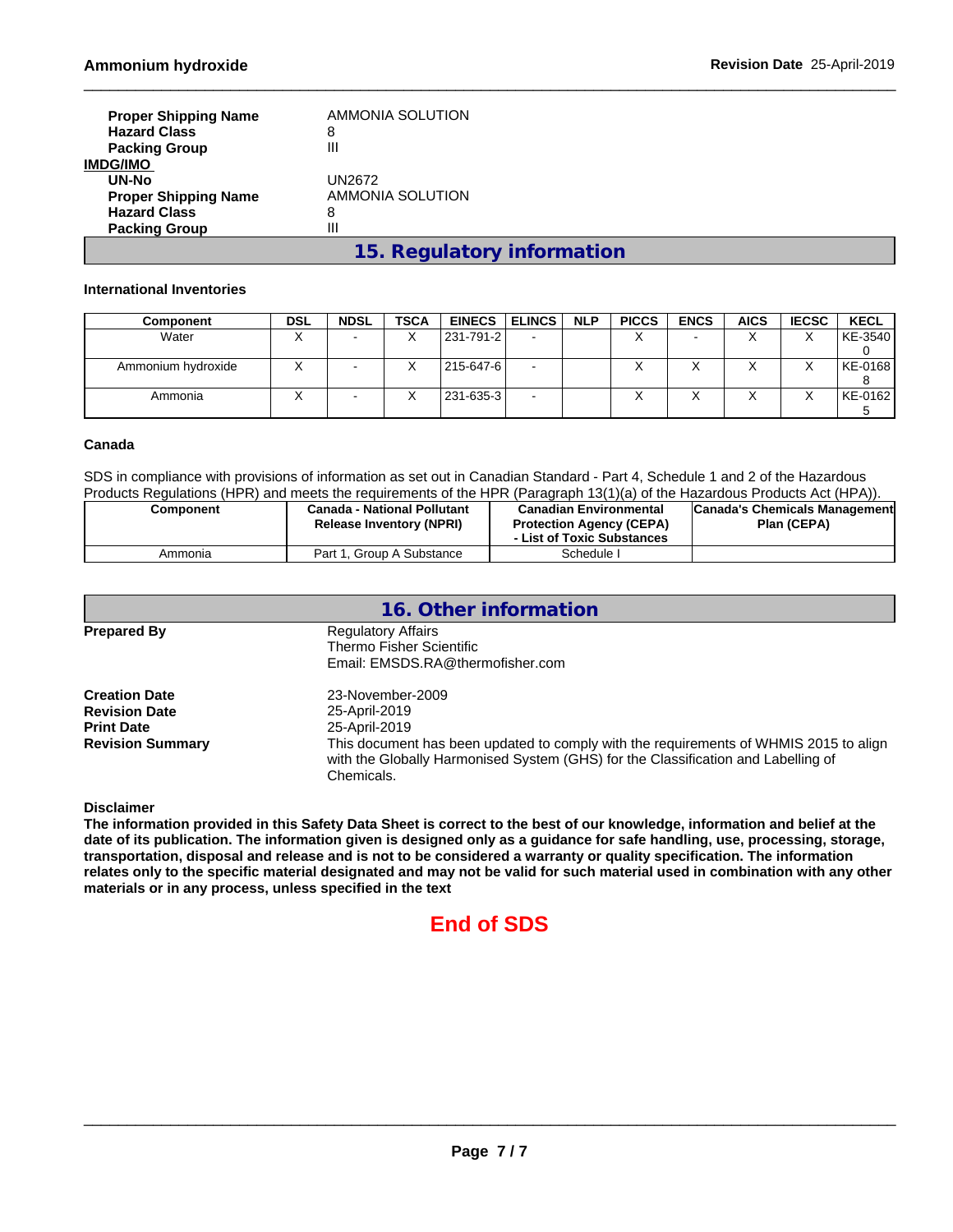| | |
|---|---|
| **Proper Shipping Name** | AMMONIA SOLUTION |
| **Hazard Class** | 8 |
| **Packing Group** | III |

**IMDG/IMO**

| | |
|---|---|
| **UN-No** | UN2672 |
| **Proper Shipping Name** | AMMONIA SOLUTION |
| **Hazard Class** | 8 |
| **Packing Group** | III |

## 15. Regulatory information

**International Inventories**

| Component | DSL | NDSL | TSCA | EINECS | ELINCS | NLP | PICCS | ENCS | AICS | IECSC | KECL |
|---|---|---|---|---|---|---|---|---|---|---|---|
| Water | X | - | X | 231-791-2 | - | | X | - | X | X | KE-35400 |
| Ammonium hydroxide | X | - | X | 215-647-6 | - | | X | X | X | X | KE-01688 |
| Ammonia | X | - | X | 231-635-3 | - | | X | X | X | X | KE-01625 |

**Canada**

SDS in compliance with provisions of information as set out in Canadian Standard - Part 4, Schedule 1 and 2 of the Hazardous Products Regulations (HPR) and meets the requirements of the HPR (Paragraph 13(1)(a) of the Hazardous Products Act (HPA)).

| Component | Canada - National Pollutant Release Inventory (NPRI) | Canadian Environmental Protection Agency (CEPA) - List of Toxic Substances | Canada's Chemicals Management Plan (CEPA) |
|---|---|---|---|
| Ammonia | Part 1, Group A Substance | Schedule I | |

## 16. Other information

| | |
|---|---|
| **Prepared By** | Regulatory Affairs<br>Thermo Fisher Scientific<br>Email: EMSDS.RA@thermofisher.com |
| **Creation Date** | 23-November-2009 |
| **Revision Date** | 25-April-2019 |
| **Print Date** | 25-April-2019 |
| **Revision Summary** | This document has been updated to comply with the requirements of WHMIS 2015 to align with the Globally Harmonised System (GHS) for the Classification and Labelling of Chemicals. |

**Disclaimer**

**The information provided in this Safety Data Sheet is correct to the best of our knowledge, information and belief at the date of its publication. The information given is designed only as a guidance for safe handling, use, processing, storage, transportation, disposal and release and is not to be considered a warranty or quality specification. The information relates only to the specific material designated and may not be valid for such material used in combination with any other materials or in any process, unless specified in the text**

**End of SDS**